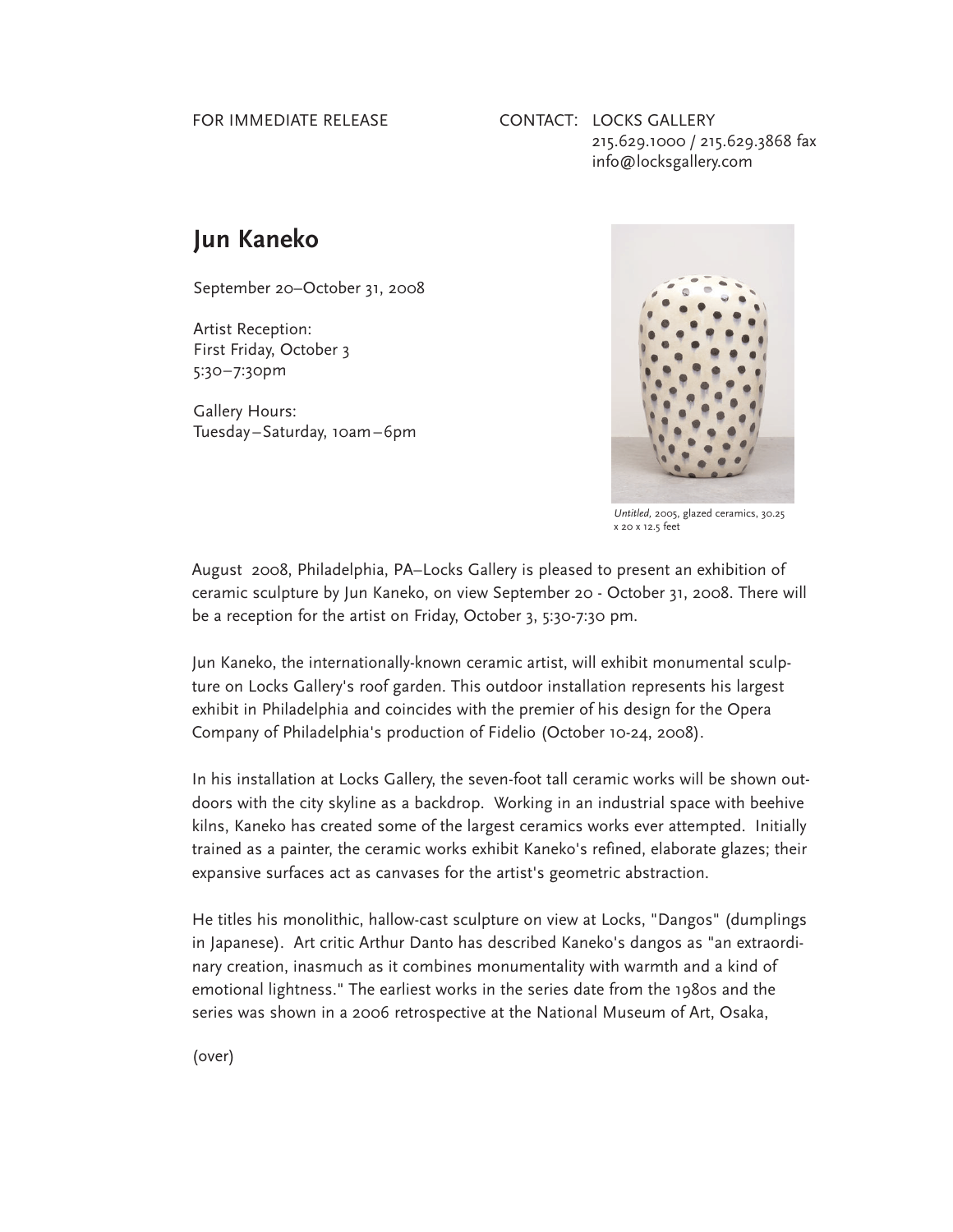FOR IMMEDIATE RELEASE

CONTACT: LOCKS GALLERY
215.629.1000 / 215.629.3868 fax
info@locksgallery.com

# Jun Kaneko

September 20–October 31, 2008

Artist Reception:
First Friday, October 3
5:30–7:30pm

Gallery Hours:
Tuesday–Saturday, 10am–6pm

*Untitled*, 2005, glazed ceramics, 30.25 x 20 x 12.5 feet

August 2008, Philadelphia, PA–Locks Gallery is pleased to present an exhibition of ceramic sculpture by Jun Kaneko, on view September 20 - October 31, 2008. There will be a reception for the artist on Friday, October 3, 5:30-7:30 pm.

Jun Kaneko, the internationally-known ceramic artist, will exhibit monumental sculpture on Locks Gallery's roof garden. This outdoor installation represents his largest exhibit in Philadelphia and coincides with the premier of his design for the Opera Company of Philadelphia's production of Fidelio (October 10-24, 2008).

In his installation at Locks Gallery, the seven-foot tall ceramic works will be shown outdoors with the city skyline as a backdrop. Working in an industrial space with beehive kilns, Kaneko has created some of the largest ceramics works ever attempted. Initially trained as a painter, the ceramic works exhibit Kaneko's refined, elaborate glazes; their expansive surfaces act as canvases for the artist's geometric abstraction.

He titles his monolithic, hallow-cast sculpture on view at Locks, "Dangos" (dumplings in Japanese). Art critic Arthur Danto has described Kaneko's dangos as "an extraordinary creation, inasmuch as it combines monumentality with warmth and a kind of emotional lightness." The earliest works in the series date from the 1980s and the series was shown in a 2006 retrospective at the National Museum of Art, Osaka,

(over)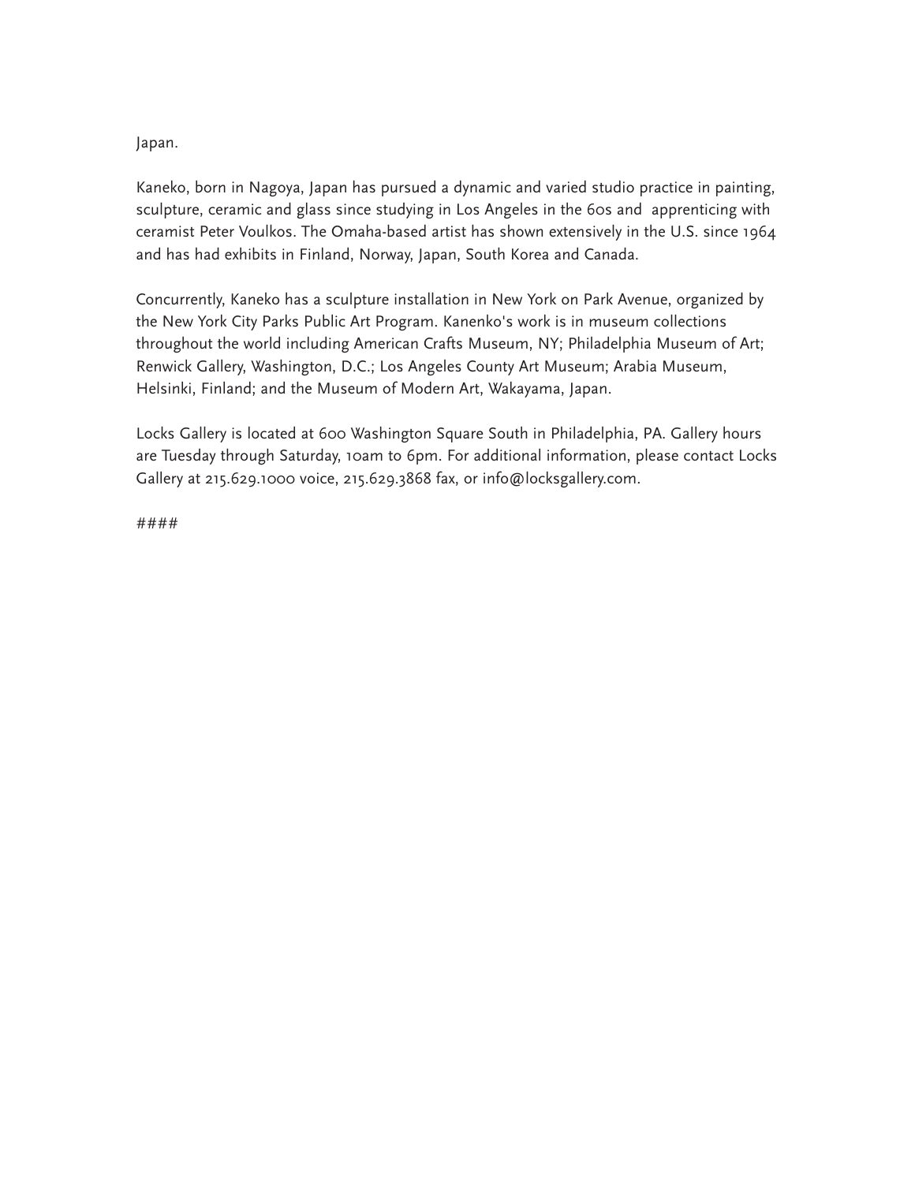Japan.

Kaneko, born in Nagoya, Japan has pursued a dynamic and varied studio practice in painting, sculpture, ceramic and glass since studying in Los Angeles in the 60s and apprenticing with ceramist Peter Voulkos. The Omaha-based artist has shown extensively in the U.S. since 1964 and has had exhibits in Finland, Norway, Japan, South Korea and Canada.

Concurrently, Kaneko has a sculpture installation in New York on Park Avenue, organized by the New York City Parks Public Art Program. Kanenko's work is in museum collections throughout the world including American Crafts Museum, NY; Philadelphia Museum of Art; Renwick Gallery, Washington, D.C.; Los Angeles County Art Museum; Arabia Museum, Helsinki, Finland; and the Museum of Modern Art, Wakayama, Japan.

Locks Gallery is located at 600 Washington Square South in Philadelphia, PA. Gallery hours are Tuesday through Saturday, 10am to 6pm. For additional information, please contact Locks Gallery at 215.629.1000 voice, 215.629.3868 fax, or info@locksgallery.com.

####